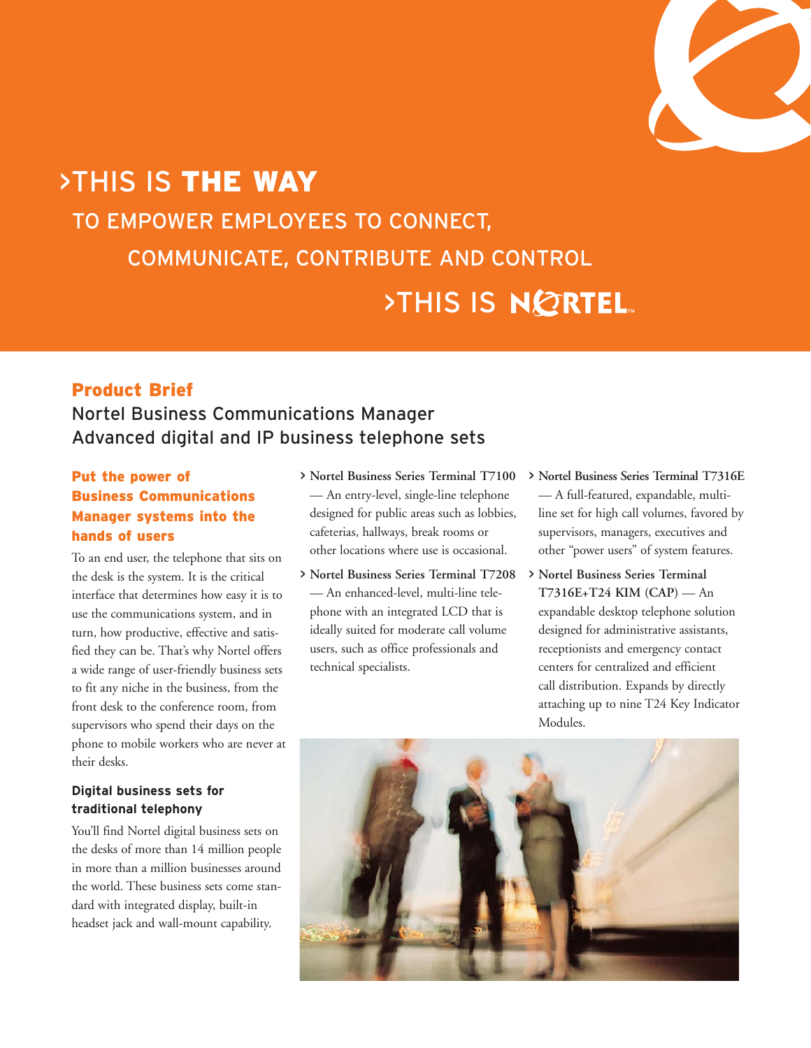>THIS IS **THE WAY**

TO EMPOWER EMPLOYEES TO CONNECT, COMMUNICATE, CONTRIBUTE AND CONTROL

>THIS IS NORTEL

# Product Brief

## Nortel Business Communications Manager
## Advanced digital and IP business telephone sets

### Put the power of Business Communications Manager systems into the hands of users

To an end user, the telephone that sits on the desk is the system. It is the critical interface that determines how easy it is to use the communications system, and in turn, how productive, effective and satisfied they can be. That's why Nortel offers a wide range of user-friendly business sets to fit any niche in the business, from the front desk to the conference room, from supervisors who spend their days on the phone to mobile workers who are never at their desks.

#### Digital business sets for traditional telephony

You'll find Nortel digital business sets on the desks of more than 14 million people in more than a million businesses around the world. These business sets come standard with integrated display, built-in headset jack and wall-mount capability.

- **Nortel Business Series Terminal T7100** — An entry-level, single-line telephone designed for public areas such as lobbies, cafeterias, hallways, break rooms or other locations where use is occasional.
- **Nortel Business Series Terminal T7208** — An enhanced-level, multi-line telephone with an integrated LCD that is ideally suited for moderate call volume users, such as office professionals and technical specialists.
- **Nortel Business Series Terminal T7316E** — A full-featured, expandable, multi-line set for high call volumes, favored by supervisors, managers, executives and other "power users" of system features.
- **Nortel Business Series Terminal T7316E+T24 KIM (CAP)** — An expandable desktop telephone solution designed for administrative assistants, receptionists and emergency contact centers for centralized and efficient call distribution. Expands by directly attaching up to nine T24 Key Indicator Modules.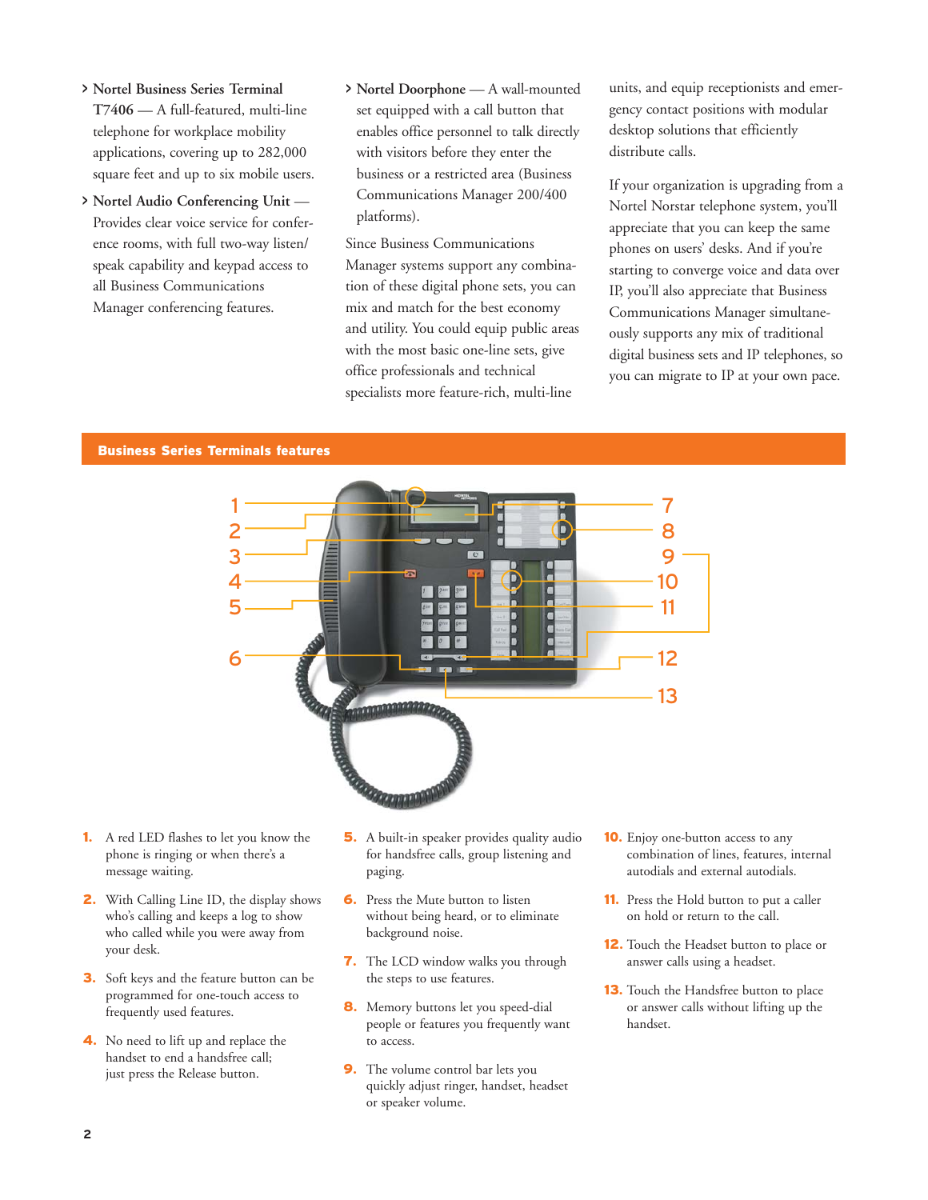- **Nortel Business Series Terminal T7406** — A full-featured, multi-line telephone for workplace mobility applications, covering up to 282,000 square feet and up to six mobile users.
- **Nortel Audio Conferencing Unit** — Provides clear voice service for conference rooms, with full two-way listen/speak capability and keypad access to all Business Communications Manager conferencing features.
- **Nortel Doorphone** — A wall-mounted set equipped with a call button that enables office personnel to talk directly with visitors before they enter the business or a restricted area (Business Communications Manager 200/400 platforms).

Since Business Communications Manager systems support any combination of these digital phone sets, you can mix and match for the best economy and utility. You could equip public areas with the most basic one-line sets, give office professionals and technical specialists more feature-rich, multi-line units, and equip receptionists and emergency contact positions with modular desktop solutions that efficiently distribute calls.

If your organization is upgrading from a Nortel Norstar telephone system, you'll appreciate that you can keep the same phones on users' desks. And if you're starting to converge voice and data over IP, you'll also appreciate that Business Communications Manager simultaneously supports any mix of traditional digital business sets and IP telephones, so you can migrate to IP at your own pace.

## Business Series Terminals features

1. A red LED flashes to let you know the phone is ringing or when there's a message waiting.
2. With Calling Line ID, the display shows who's calling and keeps a log to show who called while you were away from your desk.
3. Soft keys and the feature button can be programmed for one-touch access to frequently used features.
4. No need to lift up and replace the handset to end a handsfree call; just press the Release button.
5. A built-in speaker provides quality audio for handsfree calls, group listening and paging.
6. Press the Mute button to listen without being heard, or to eliminate background noise.
7. The LCD window walks you through the steps to use features.
8. Memory buttons let you speed-dial people or features you frequently want to access.
9. The volume control bar lets you quickly adjust ringer, handset, headset or speaker volume.
10. Enjoy one-button access to any combination of lines, features, internal autodials and external autodials.
11. Press the Hold button to put a caller on hold or return to the call.
12. Touch the Headset button to place or answer calls using a headset.
13. Touch the Handsfree button to place or answer calls without lifting up the handset.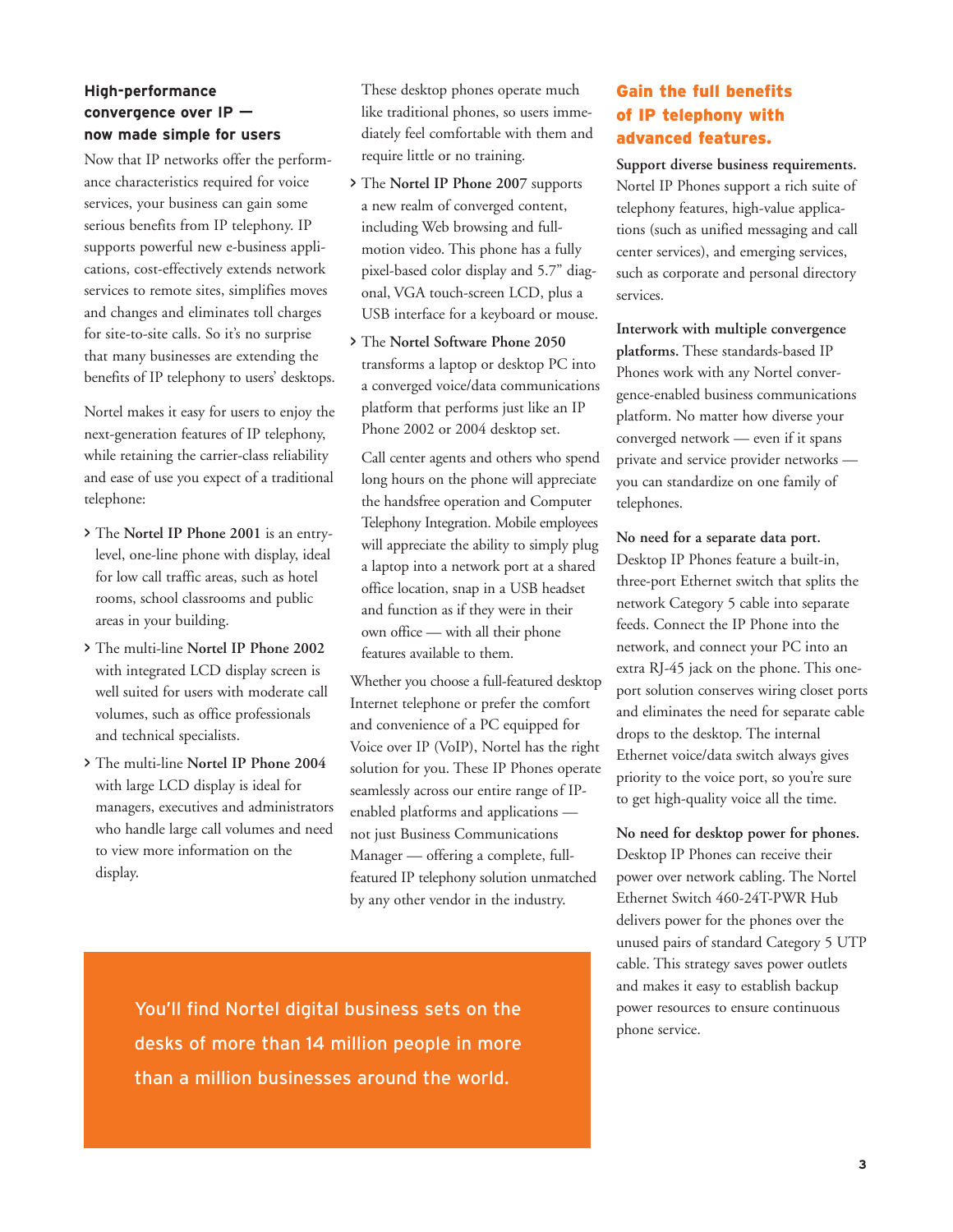## High-performance convergence over IP — now made simple for users

Now that IP networks offer the performance characteristics required for voice services, your business can gain some serious benefits from IP telephony. IP supports powerful new e-business applications, cost-effectively extends network services to remote sites, simplifies moves and changes and eliminates toll charges for site-to-site calls. So it's no surprise that many businesses are extending the benefits of IP telephony to users' desktops.

Nortel makes it easy for users to enjoy the next-generation features of IP telephony, while retaining the carrier-class reliability and ease of use you expect of a traditional telephone:

- The **Nortel IP Phone 2001** is an entry-level, one-line phone with display, ideal for low call traffic areas, such as hotel rooms, school classrooms and public areas in your building.
- The multi-line **Nortel IP Phone 2002** with integrated LCD display screen is well suited for users with moderate call volumes, such as office professionals and technical specialists.
- The multi-line **Nortel IP Phone 2004** with large LCD display is ideal for managers, executives and administrators who handle large call volumes and need to view more information on the display.

  These desktop phones operate much like traditional phones, so users immediately feel comfortable with them and require little or no training.

- The **Nortel IP Phone 2007** supports a new realm of converged content, including Web browsing and full-motion video. This phone has a fully pixel-based color display and 5.7" diagonal, VGA touch-screen LCD, plus a USB interface for a keyboard or mouse.
- The **Nortel Software Phone 2050** transforms a laptop or desktop PC into a converged voice/data communications platform that performs just like an IP Phone 2002 or 2004 desktop set.

  Call center agents and others who spend long hours on the phone will appreciate the handsfree operation and Computer Telephony Integration. Mobile employees will appreciate the ability to simply plug a laptop into a network port at a shared office location, snap in a USB headset and function as if they were in their own office — with all their phone features available to them.

Whether you choose a full-featured desktop Internet telephone or prefer the comfort and convenience of a PC equipped for Voice over IP (VoIP), Nortel has the right solution for you. These IP Phones operate seamlessly across our entire range of IP-enabled platforms and applications — not just Business Communications Manager — offering a complete, full-featured IP telephony solution unmatched by any other vendor in the industry.

> You'll find Nortel digital business sets on the desks of more than 14 million people in more than a million businesses around the world.

## Gain the full benefits of IP telephony with advanced features.

**Support diverse business requirements.** Nortel IP Phones support a rich suite of telephony features, high-value applications (such as unified messaging and call center services), and emerging services, such as corporate and personal directory services.

**Interwork with multiple convergence platforms.** These standards-based IP Phones work with any Nortel convergence-enabled business communications platform. No matter how diverse your converged network — even if it spans private and service provider networks — you can standardize on one family of telephones.

**No need for a separate data port.** Desktop IP Phones feature a built-in, three-port Ethernet switch that splits the network Category 5 cable into separate feeds. Connect the IP Phone into the network, and connect your PC into an extra RJ-45 jack on the phone. This one-port solution conserves wiring closet ports and eliminates the need for separate cable drops to the desktop. The internal Ethernet voice/data switch always gives priority to the voice port, so you're sure to get high-quality voice all the time.

**No need for desktop power for phones.** Desktop IP Phones can receive their power over network cabling. The Nortel Ethernet Switch 460-24T-PWR Hub delivers power for the phones over the unused pairs of standard Category 5 UTP cable. This strategy saves power outlets and makes it easy to establish backup power resources to ensure continuous phone service.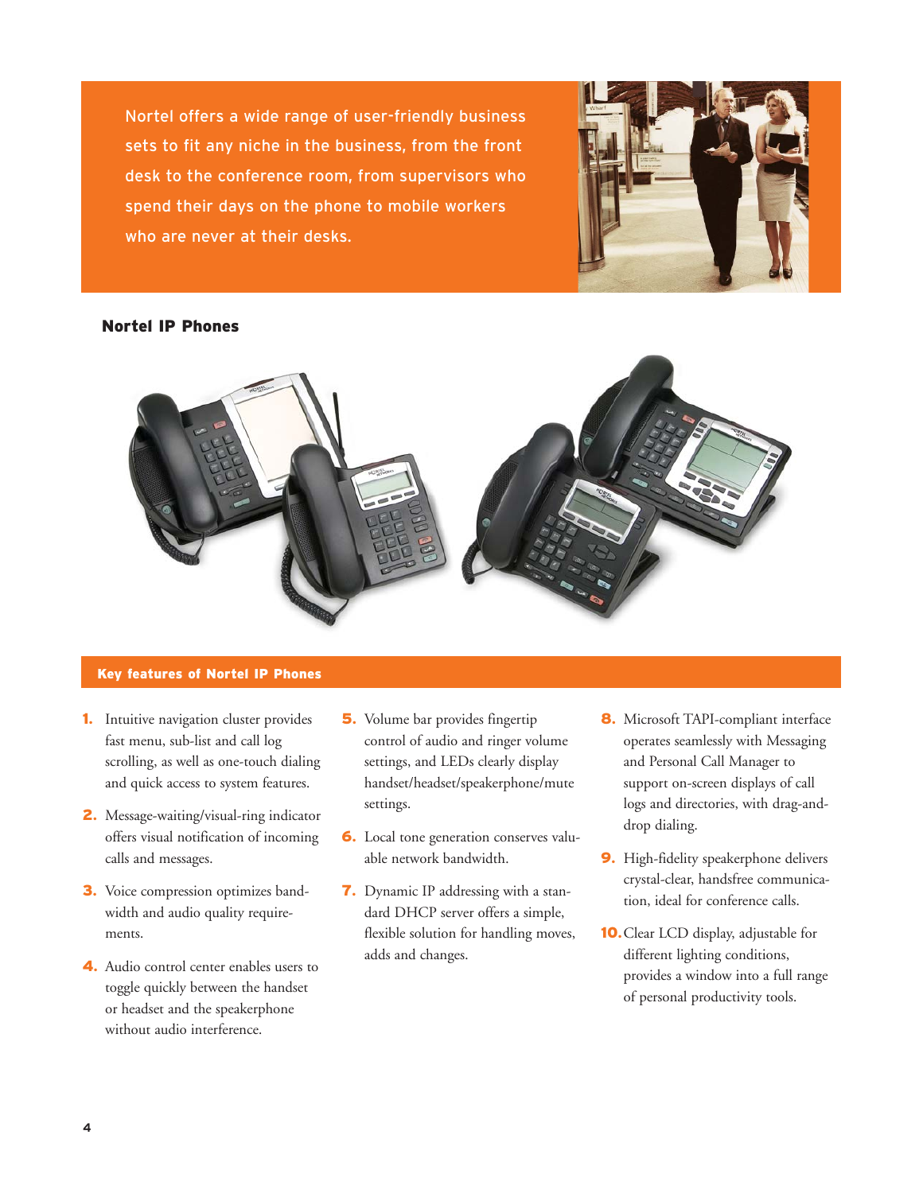Nortel offers a wide range of user-friendly business sets to fit any niche in the business, from the front desk to the conference room, from supervisors who spend their days on the phone to mobile workers who are never at their desks.

## Nortel IP Phones

### Key features of Nortel IP Phones

1. Intuitive navigation cluster provides fast menu, sub-list and call log scrolling, as well as one-touch dialing and quick access to system features.
2. Message-waiting/visual-ring indicator offers visual notification of incoming calls and messages.
3. Voice compression optimizes bandwidth and audio quality requirements.
4. Audio control center enables users to toggle quickly between the handset or headset and the speakerphone without audio interference.
5. Volume bar provides fingertip control of audio and ringer volume settings, and LEDs clearly display handset/headset/speakerphone/mute settings.
6. Local tone generation conserves valuable network bandwidth.
7. Dynamic IP addressing with a standard DHCP server offers a simple, flexible solution for handling moves, adds and changes.
8. Microsoft TAPI-compliant interface operates seamlessly with Messaging and Personal Call Manager to support on-screen displays of call logs and directories, with drag-and-drop dialing.
9. High-fidelity speakerphone delivers crystal-clear, handsfree communication, ideal for conference calls.
10. Clear LCD display, adjustable for different lighting conditions, provides a window into a full range of personal productivity tools.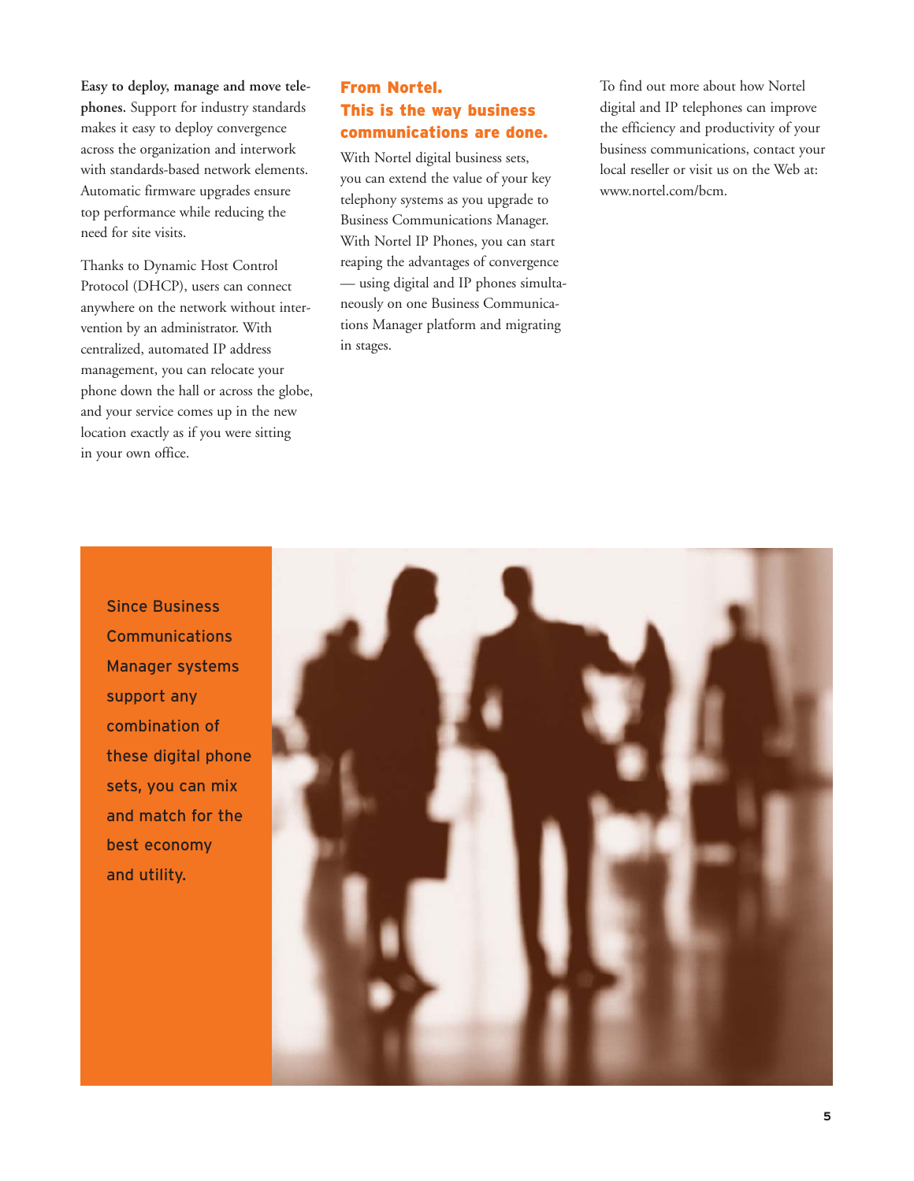**Easy to deploy, manage and move telephones.** Support for industry standards makes it easy to deploy convergence across the organization and interwork with standards-based network elements. Automatic firmware upgrades ensure top performance while reducing the need for site visits.

Thanks to Dynamic Host Control Protocol (DHCP), users can connect anywhere on the network without intervention by an administrator. With centralized, automated IP address management, you can relocate your phone down the hall or across the globe, and your service comes up in the new location exactly as if you were sitting in your own office.

## From Nortel. This is the way business communications are done.

With Nortel digital business sets, you can extend the value of your key telephony systems as you upgrade to Business Communications Manager. With Nortel IP Phones, you can start reaping the advantages of convergence — using digital and IP phones simultaneously on one Business Communications Manager platform and migrating in stages.

To find out more about how Nortel digital and IP telephones can improve the efficiency and productivity of your business communications, contact your local reseller or visit us on the Web at: www.nortel.com/bcm.

Since Business Communications Manager systems support any combination of these digital phone sets, you can mix and match for the best economy and utility.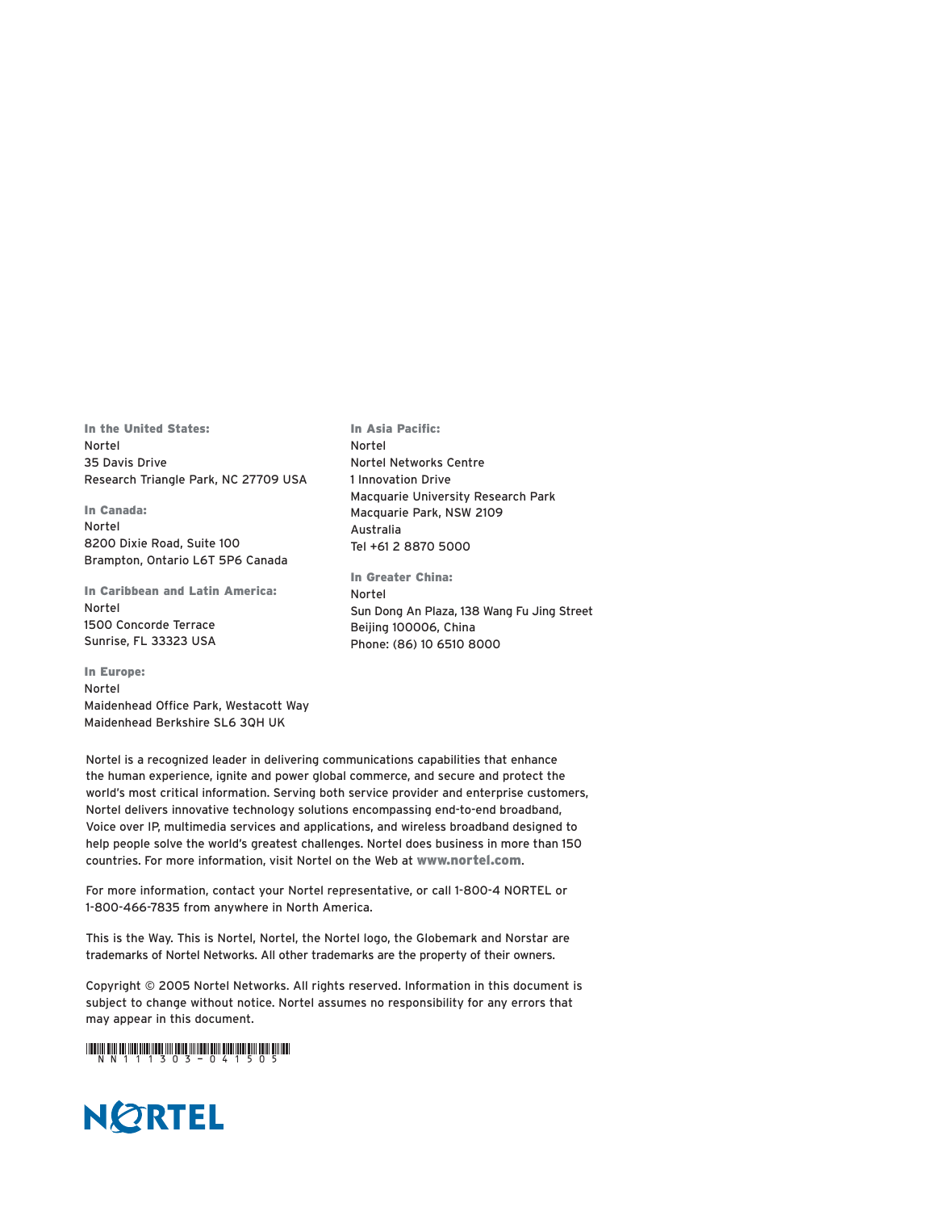**In the United States:**
Nortel
35 Davis Drive
Research Triangle Park, NC 27709 USA

**In Canada:**
Nortel
8200 Dixie Road, Suite 100
Brampton, Ontario L6T 5P6 Canada

**In Caribbean and Latin America:**
Nortel
1500 Concorde Terrace
Sunrise, FL 33323 USA

**In Europe:**
Nortel
Maidenhead Office Park, Westacott Way
Maidenhead Berkshire SL6 3QH UK

**In Asia Pacific:**
Nortel
Nortel Networks Centre
1 Innovation Drive
Macquarie University Research Park
Macquarie Park, NSW 2109
Australia
Tel +61 2 8870 5000

**In Greater China:**
Nortel
Sun Dong An Plaza, 138 Wang Fu Jing Street
Beijing 100006, China
Phone: (86) 10 6510 8000

Nortel is a recognized leader in delivering communications capabilities that enhance the human experience, ignite and power global commerce, and secure and protect the world's most critical information. Serving both service provider and enterprise customers, Nortel delivers innovative technology solutions encompassing end-to-end broadband, Voice over IP, multimedia services and applications, and wireless broadband designed to help people solve the world's greatest challenges. Nortel does business in more than 150 countries. For more information, visit Nortel on the Web at **www.nortel.com**.

For more information, contact your Nortel representative, or call 1-800-4 NORTEL or 1-800-466-7835 from anywhere in North America.

This is the Way. This is Nortel, Nortel, the Nortel logo, the Globemark and Norstar are trademarks of Nortel Networks. All other trademarks are the property of their owners.

Copyright © 2005 Nortel Networks. All rights reserved. Information in this document is subject to change without notice. Nortel assumes no responsibility for any errors that may appear in this document.

NN111303-041505

NORTEL